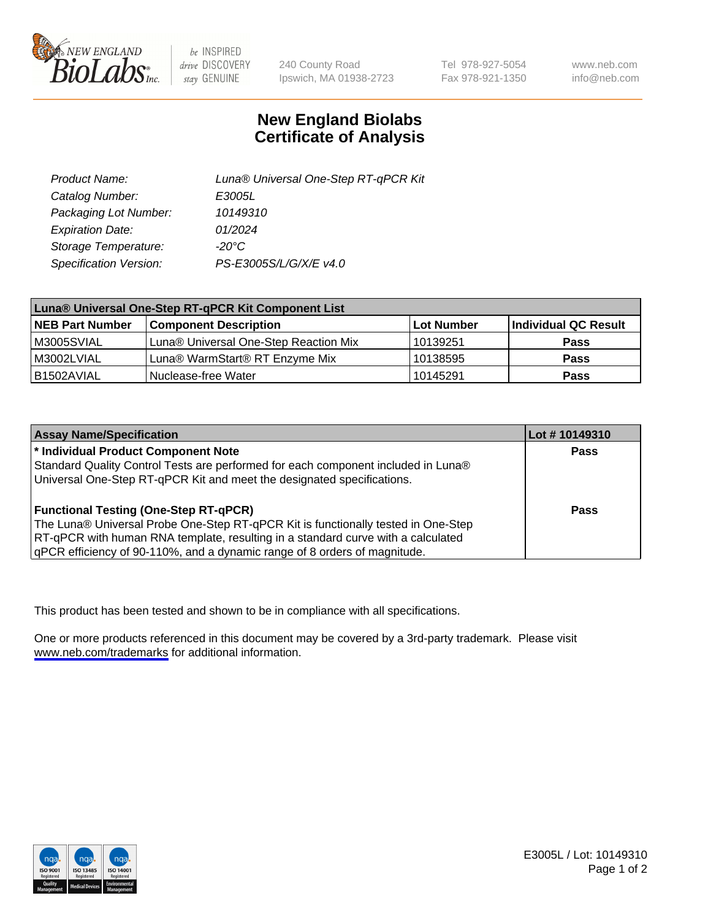# New England Biolabs
# Certificate of Analysis

| | |
|---|---|
| *Product Name:* | *Luna® Universal One-Step RT-qPCR Kit* |
| *Catalog Number:* | *E3005L* |
| *Packaging Lot Number:* | *10149310* |
| *Expiration Date:* | *01/2024* |
| *Storage Temperature:* | *-20°C* |
| *Specification Version:* | *PS-E3005S/L/G/X/E v4.0* |

| **Luna® Universal One-Step RT-qPCR Kit Component List** | | | |
|---|---|---|---|
| **NEB Part Number** | **Component Description** | **Lot Number** | **Individual QC Result** |
| M3005SVIAL | Luna® Universal One-Step Reaction Mix | 10139251 | **Pass** |
| M3002LVIAL | Luna® WarmStart® RT Enzyme Mix | 10138595 | **Pass** |
| B1502AVIAL | Nuclease-free Water | 10145291 | **Pass** |

| **Assay Name/Specification** | **Lot # 10149310** |
|---|---|
| **\* Individual Product Component Note**<br>Standard Quality Control Tests are performed for each component included in Luna® Universal One-Step RT-qPCR Kit and meet the designated specifications. | **Pass** |
| **Functional Testing (One-Step RT-qPCR)**<br>The Luna® Universal Probe One-Step RT-qPCR Kit is functionally tested in One-Step RT-qPCR with human RNA template, resulting in a standard curve with a calculated qPCR efficiency of 90-110%, and a dynamic range of 8 orders of magnitude. | **Pass** |

This product has been tested and shown to be in compliance with all specifications.

One or more products referenced in this document may be covered by a 3rd-party trademark. Please visit www.neb.com/trademarks for additional information.

E3005L / Lot: 10149310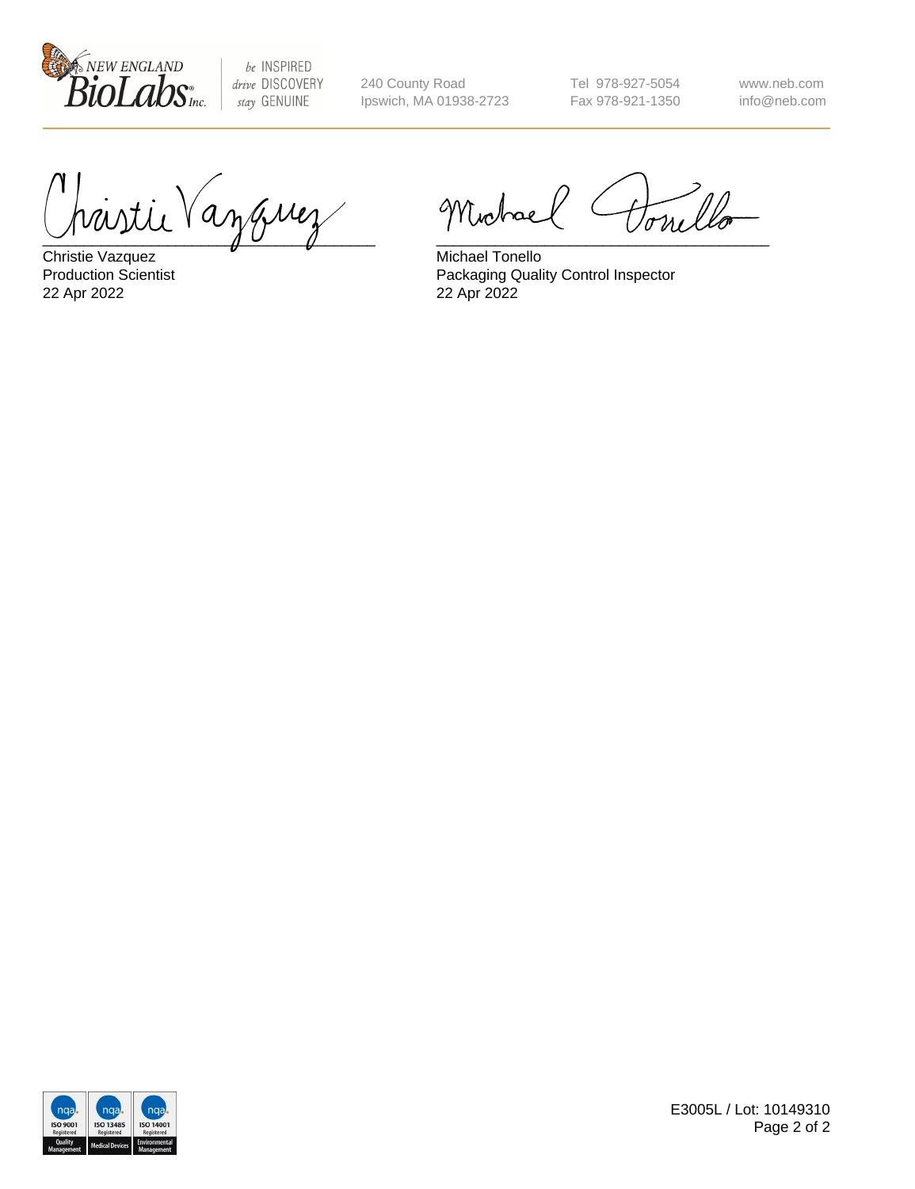be INSPIRED
drive DISCOVERY
stay GENUINE

240 County Road
Ipswich, MA 01938-2723

Tel 978-927-5054
Fax 978-921-1350

www.neb.com
info@neb.com

Christie Vazquez
Production Scientist
22 Apr 2022

Michael Tonello
Packaging Quality Control Inspector
22 Apr 2022

E3005L / Lot: 10149310